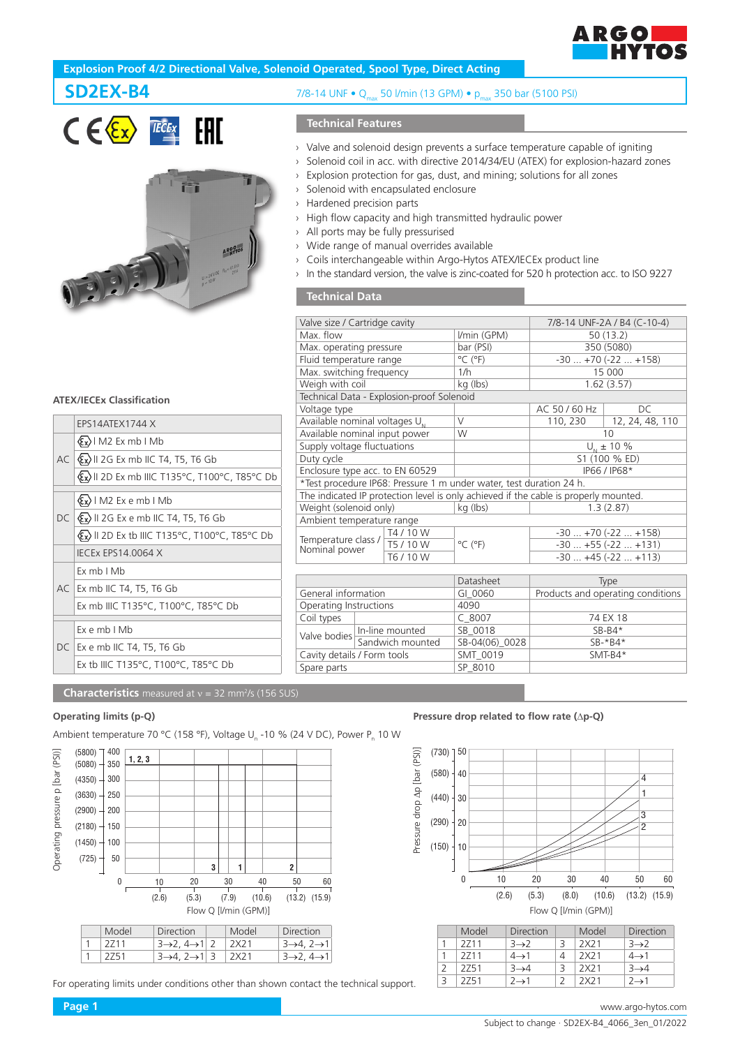# Explosion Proof 4/2 Directional Valve, Solenoid Operated, Spool Type, Direct Acting

## SD2EX-B4

7/8-14 UNF • $Q_{max}$ 50 l/min (13 GPM) • $p_{max}$ 350 bar (5100 PSI)

## Technical Features

- Valve and solenoid design prevents a surface temperature capable of igniting
- Solenoid coil in acc. with directive 2014/34/EU (ATEX) for explosion-hazard zones
- Explosion protection for gas, dust, and mining; solutions for all zones
- Solenoid with encapsulated enclosure
- Hardened precision parts
- High flow capacity and high transmitted hydraulic power
- All ports may be fully pressurised
- Wide range of manual overrides available
- Coils interchangeable within Argo-Hytos ATEX/IECEx product line
- In the standard version, the valve is zinc-coated for 520 h protection acc. to ISO 9227

## Technical Data

| Valve size / Cartridge cavity | | 7/8-14 UNF-2A / B4 (C-10-4) | |
|---|---|---|---|
| Max. flow | l/min (GPM) | 50 (13.2) | |
| Max. operating pressure | bar (PSI) | 350 (5080) | |
| Fluid temperature range | °C (°F) | -30 ... +70 (-22 ... +158) | |
| Max. switching frequency | 1/h | 15 000 | |
| Weigh with coil | kg (lbs) | 1.62 (3.57) | |
| **Technical Data - Explosion-proof Solenoid** | | | |
| Voltage type | | AC 50 / 60 Hz | DC |
| Available nominal voltages $U_N$ | V | 110, 230 | 12, 24, 48, 110 |
| Available nominal input power | W | 10 | |
| Supply voltage fluctuations | | $U_N$ ± 10 % | |
| Duty cycle | | S1 (100 % ED) | |
| Enclosure type acc. to EN 60529 | | IP66 / IP68* | |
| *Test procedure IP68: Pressure 1 m under water, test duration 24 h. | | | |
| The indicated IP protection level is only achieved if the cable is properly mounted. | | | |
| Weight (solenoid only) | kg (lbs) | 1.3 (2.87) | |
| Ambient temperature range | | | |
| Temperature class / Nominal power: T4 / 10 W | °C (°F) | -30 ... +70 (-22 ... +158) | |
| Temperature class / Nominal power: T5 / 10 W | °C (°F) | -30 ... +55 (-22 ... +131) | |
| Temperature class / Nominal power: T6 / 10 W | °C (°F) | -30 ... +45 (-22 ... +113) | |

| | | Datasheet | Type |
|---|---|---|---|
| General information | | GI_0060 | Products and operating conditions |
| Operating Instructions | | 4090 | |
| Coil types | | C_8007 | 74 EX 18 |
| Valve bodies | In-line mounted | SB_0018 | SB-B4* |
| | Sandwich mounted | SB-04(06)_0028 | SB-*B4* |
| Cavity details / Form tools | | SMT_0019 | SMT-B4* |
| Spare parts | | SP_8010 | |

### ATEX/IECEx Classification

| | |
|---|---|
| | EPS14ATEX1744 X |
| AC | I M2 Ex mb I Mb |
| | II 2G Ex mb IIC T4, T5, T6 Gb |
| | II 2D Ex mb IIIC T135°C, T100°C, T85°C Db |
| DC | I M2 Ex e mb I Mb |
| | II 2G Ex e mb IIC T4, T5, T6 Gb |
| | II 2D Ex tb IIIC T135°C, T100°C, T85°C Db |
| | IECEx EPS14.0064 X |
| AC | Ex mb I Mb |
| | Ex mb IIC T4, T5, T6 Gb |
| | Ex mb IIIC T135°C, T100°C, T85°C Db |
| DC | Ex e mb I Mb |
| | Ex e mb IIC T4, T5, T6 Gb |
| | Ex tb IIIC T135°C, T100°C, T85°C Db |

## Characteristics measured at ν = 32 mm²/s (156 SUS)

### Operating limits (p-Q)

Ambient temperature 70 °C (158 °F), Voltage $U_n$ -10 % (24 V DC), Power $P_n$ 10 W

| | Model | Direction | | Model | Direction |
|---|---|---|---|---|---|
| 1 | 2Z11 | 3→2, 4→1 | 2 | 2X21 | 3→4, 2→1 |
| 1 | 2Z51 | 3→4, 2→1 | 3 | 2X21 | 3→2, 4→1 |

### Pressure drop related to flow rate (Δp-Q)

| | Model | Direction | | Model | Direction |
|---|---|---|---|---|---|
| 1 | 2Z11 | 3→2 | 3 | 2X21 | 3→2 |
| 1 | 2Z11 | 4→1 | 4 | 2X21 | 4→1 |
| 2 | 2Z51 | 3→4 | 3 | 2X21 | 3→4 |
| 3 | 2Z51 | 2→1 | 2 | 2X21 | 2→1 |

For operating limits under conditions other than shown contact the technical support.

www.argo-hytos.com

Subject to change · SD2EX-B4_4066_3en_01/2022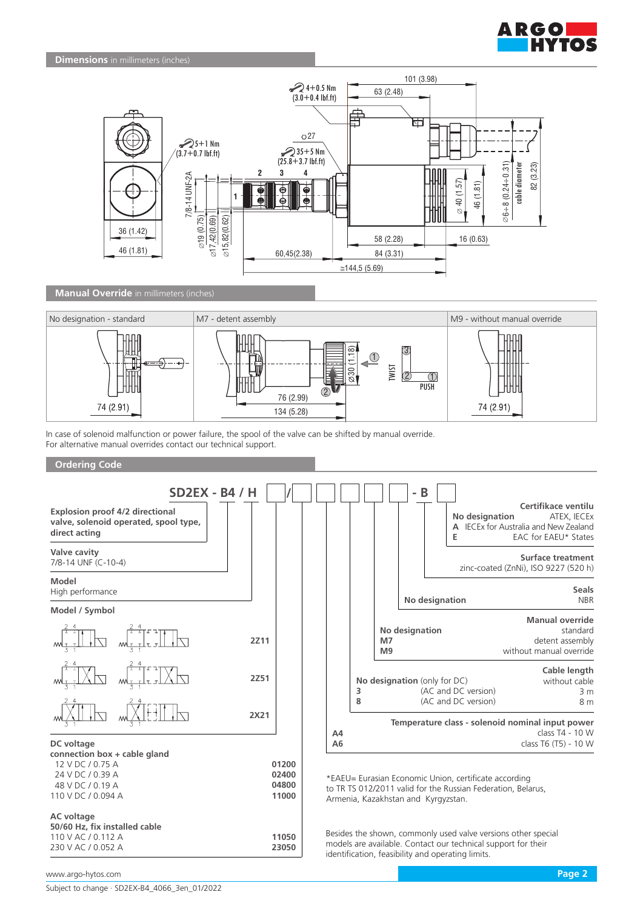## Dimensions in millimeters (inches)

## Manual Override in millimeters (inches)

| No designation - standard | M7 - detent assembly | M9 - without manual override |
|---|---|---|
| 74 (2.91) | 76 (2.99) / 134 (5.28) / ⌀30 (1.18) / TWIST / PUSH | 74 (2.91) |

In case of solenoid malfunction or power failure, the spool of the valve can be shifted by manual override.
For alternative manual overrides contact our technical support.

## Ordering Code

**SD2EX - B4 / H ☐ / ☐ ☐ ☐ ☐ - B ☐**

**Explosion proof 4/2 directional valve, solenoid operated, spool type, direct acting**

**Valve cavity**
7/8-14 UNF (C-10-4)

**Model**
High performance

**Model / Symbol**

| Symbol | Code |
|---|---|
| | **2Z11** |
| | **2Z51** |
| | **2X21** |

**DC voltage**
**connection box + cable gland**

| | |
|---|---|
| 12 V DC / 0.75 A | **01200** |
| 24 V DC / 0.39 A | **02400** |
| 48 V DC / 0.19 A | **04800** |
| 110 V DC / 0.094 A | **11000** |

**AC voltage**
**50/60 Hz, fix installed cable**

| | |
|---|---|
| 110 V AC / 0.112 A | **11050** |
| 230 V AC / 0.052 A | **23050** |

**Certifikace ventilu**

| | |
|---|---|
| **No designation** | ATEX, IECEx |
| **A** | IECEx for Australia and New Zealand |
| **E** | EAC for EAEU* States |

**Surface treatment**
zinc-coated (ZnNi), ISO 9227 (520 h)

**Seals**

| | |
|---|---|
| **No designation** | NBR |

**Manual override**

| | |
|---|---|
| **No designation** | standard |
| **M7** | detent assembly |
| **M9** | without manual override |

**Cable length**

| | |
|---|---|
| **No designation** (only for DC) | without cable |
| **3** (AC and DC version) | 3 m |
| **8** (AC and DC version) | 8 m |

**Temperature class - solenoid nominal input power**

| | |
|---|---|
| **A4** | class T4 - 10 W |
| **A6** | class T6 (T5) - 10 W |

*EAEU= Eurasian Economic Union, certificate according to TR TS 012/2011 valid for the Russian Federation, Belarus, Armenia, Kazakhstan and Kyrgyzstan.

Besides the shown, commonly used valve versions other special models are available. Contact our technical support for their identification, feasibility and operating limits.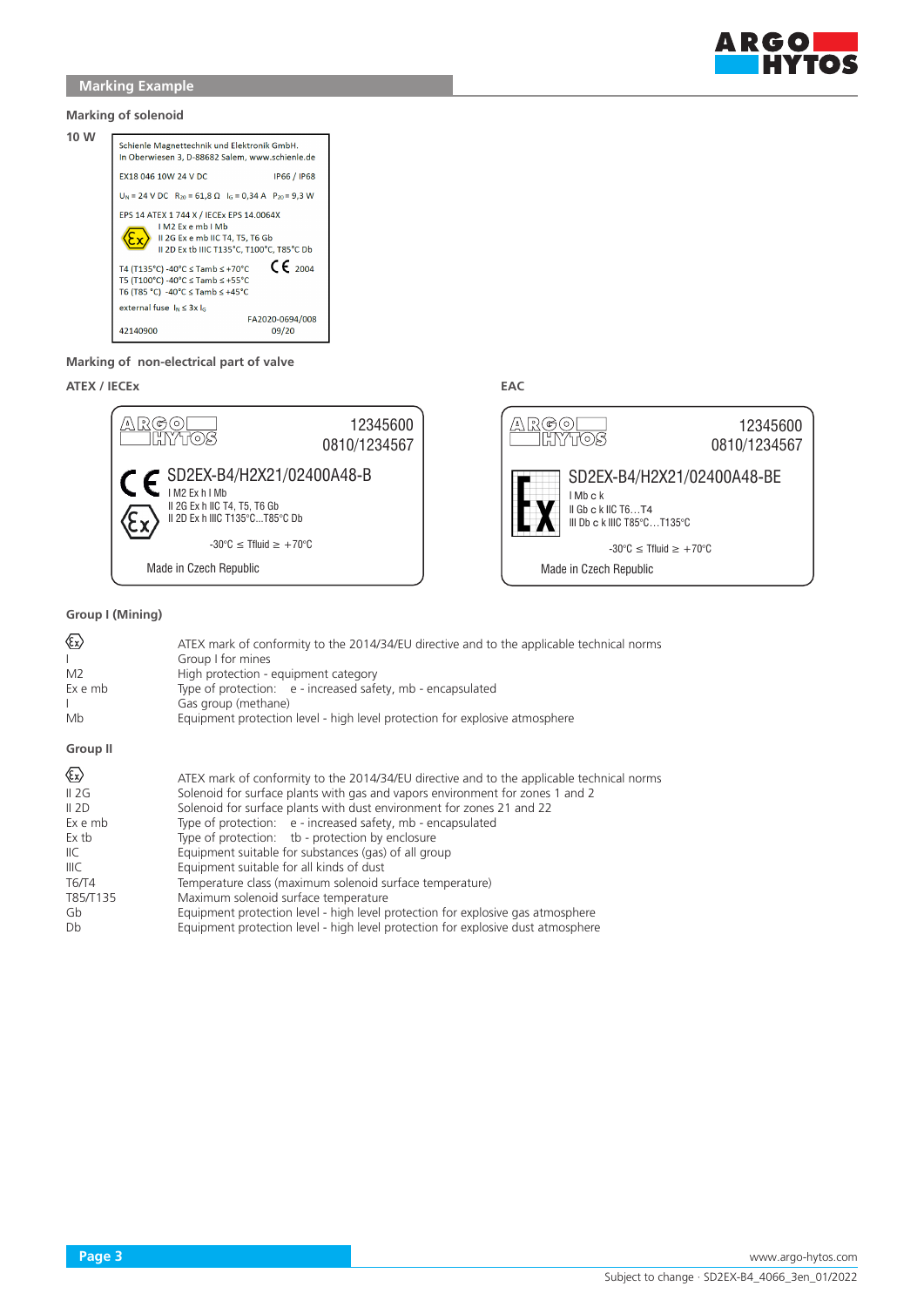## Marking Example

### Marking of solenoid

**10 W**

Schienle Magnettechnik und Elektronik GmbH.
In Oberwiesen 3, D-88682 Salem, www.schienle.de

EX18 046 10W 24 V DC IP66 / IP68

$U_N$ = 24 V DC $R_{20}$ = 61,8 Ω $I_G$ = 0,34 A $P_{20}$ = 9,3 W

EPS 14 ATEX 1 744 X / IECEx EPS 14.0064X
I M2 Ex e mb I Mb
II 2G Ex e mb IIC T4, T5, T6 Gb
II 2D Ex tb IIIC T135°C, T100°C, T85°C Db

T4 (T135°C) -40°C ≤ Tamb ≤ +70°C CE 2004
T5 (T100°C) -40°C ≤ Tamb ≤ +55°C
T6 (T85 °C) -40°C ≤ Tamb ≤ +45°C

external fuse $I_N$ ≤ 3x $I_G$

FA2020-0694/008
42140900 09/20

### Marking of non-electrical part of valve

**ATEX / IECEx**

ARGO HYTOS 12345600
0810/1234567

CE SD2EX-B4/H2X21/02400A48-B
I M2 Ex h I Mb
II 2G Ex h IIC T4, T5, T6 Gb
II 2D Ex h IIIC T135°C...T85°C Db

-30°C ≤ Tfluid ≥ +70°C

Made in Czech Republic

**EAC**

ARGO HYTOS 12345600
0810/1234567

Ex SD2EX-B4/H2X21/02400A48-BE
I Mb c k
II Gb c k IIC T6…T4
III Db c k IIIC T85°C…T135°C

-30°C ≤ Tfluid ≥ +70°C

Made in Czech Republic

### Group I (Mining)

| | |
|---|---|
| Ex | ATEX mark of conformity to the 2014/34/EU directive and to the applicable technical norms |
| I | Group I for mines |
| M2 | High protection - equipment category |
| Ex e mb | Type of protection: e - increased safety, mb - encapsulated |
| I | Gas group (methane) |
| Mb | Equipment protection level - high level protection for explosive atmosphere |

### Group II

| | |
|---|---|
| Ex | ATEX mark of conformity to the 2014/34/EU directive and to the applicable technical norms |
| II 2G | Solenoid for surface plants with gas and vapors environment for zones 1 and 2 |
| II 2D | Solenoid for surface plants with dust environment for zones 21 and 22 |
| Ex e mb | Type of protection: e - increased safety, mb - encapsulated |
| Ex tb | Type of protection: tb - protection by enclosure |
| IIC | Equipment suitable for substances (gas) of all group |
| IIIC | Equipment suitable for all kinds of dust |
| T6/T4 | Temperature class (maximum solenoid surface temperature) |
| T85/T135 | Maximum solenoid surface temperature |
| Gb | Equipment protection level - high level protection for explosive gas atmosphere |
| Db | Equipment protection level - high level protection for explosive dust atmosphere |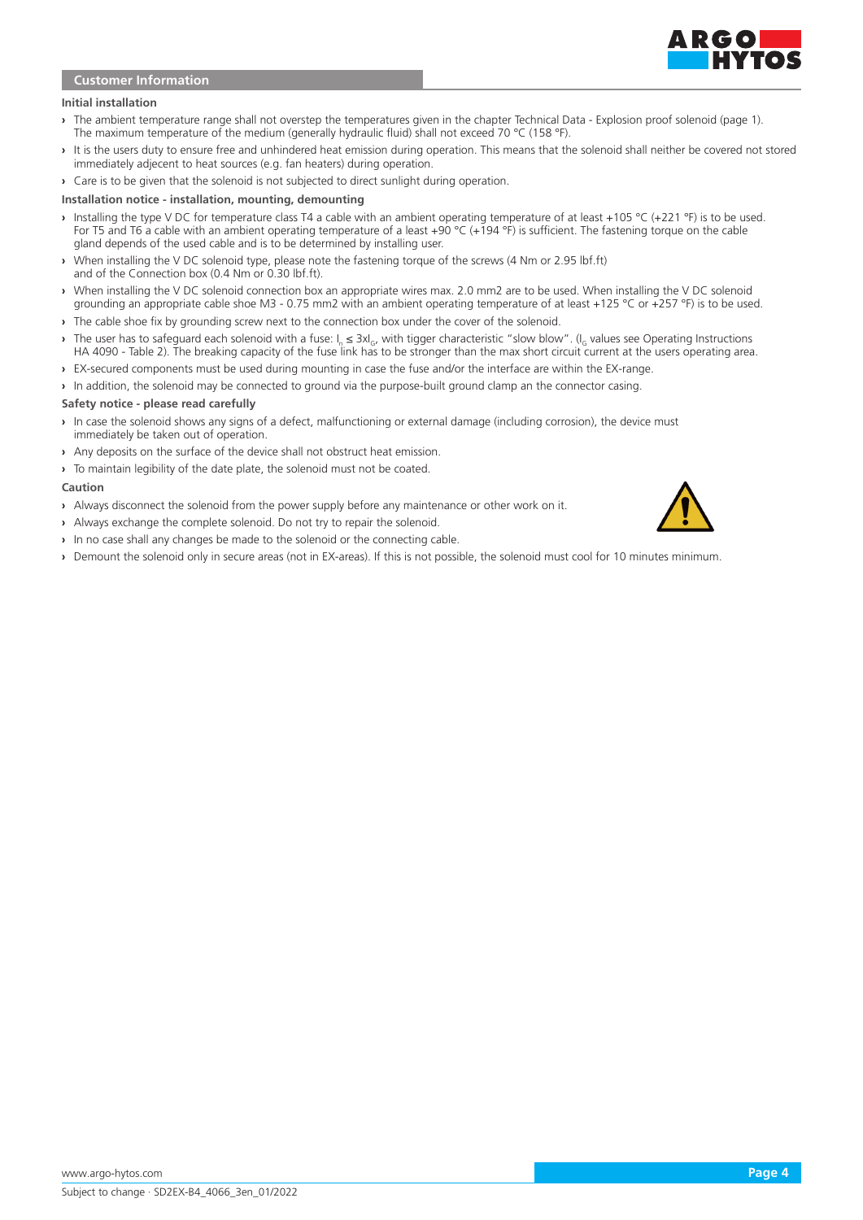## Customer Information

### Initial installation

- The ambient temperature range shall not overstep the temperatures given in the chapter Technical Data - Explosion proof solenoid (page 1). The maximum temperature of the medium (generally hydraulic fluid) shall not exceed 70 °C (158 °F).
- It is the users duty to ensure free and unhindered heat emission during operation. This means that the solenoid shall neither be covered not stored immediately adjecent to heat sources (e.g. fan heaters) during operation.
- Care is to be given that the solenoid is not subjected to direct sunlight during operation.

### Installation notice - installation, mounting, demounting

- Installing the type V DC for temperature class T4 a cable with an ambient operating temperature of at least +105 °C (+221 °F) is to be used. For T5 and T6 a cable with an ambient operating temperature of a least +90 °C (+194 °F) is sufficient. The fastening torque on the cable gland depends of the used cable and is to be determined by installing user.
- When installing the V DC solenoid type, please note the fastening torque of the screws (4 Nm or 2.95 lbf.ft) and of the Connection box (0.4 Nm or 0.30 lbf.ft).
- When installing the V DC solenoid connection box an appropriate wires max. 2.0 mm2 are to be used. When installing the V DC solenoid grounding an appropriate cable shoe M3 - 0.75 mm2 with an ambient operating temperature of at least +125 °C or +257 °F) is to be used.
- The cable shoe fix by grounding screw next to the connection box under the cover of the solenoid.
- The user has to safeguard each solenoid with a fuse: $I_s \leq 3xI_G$, with tigger characteristic "slow blow". ($I_G$ values see Operating Instructions HA 4090 - Table 2). The breaking capacity of the fuse link has to be stronger than the max short circuit current at the users operating area.
- EX-secured components must be used during mounting in case the fuse and/or the interface are within the EX-range.
- In addition, the solenoid may be connected to ground via the purpose-built ground clamp an the connector casing.

### Safety notice - please read carefully

- In case the solenoid shows any signs of a defect, malfunctioning or external damage (including corrosion), the device must immediately be taken out of operation.
- Any deposits on the surface of the device shall not obstruct heat emission.
- To maintain legibility of the date plate, the solenoid must not be coated.

### Caution

- Always disconnect the solenoid from the power supply before any maintenance or other work on it.
- Always exchange the complete solenoid. Do not try to repair the solenoid.
- In no case shall any changes be made to the solenoid or the connecting cable.
- Demount the solenoid only in secure areas (not in EX-areas). If this is not possible, the solenoid must cool for 10 minutes minimum.